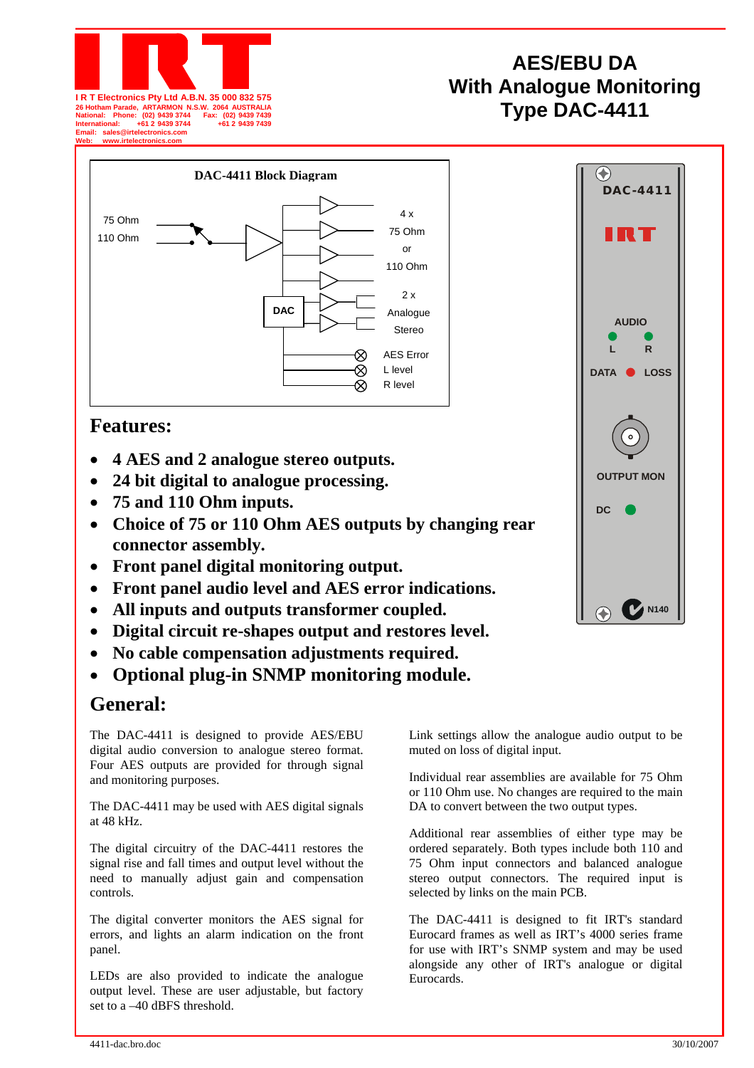I R T Electronics Pty Ltd A.B.N. 35 000 832 575
26 Hotham Parade, ARTARMON N.S.W. 2064 AUSTRALIA
National: Phone: (02) 9439 3744 Fax: (02) 9439 7439
International: +61 2 9439 3744 +61 2 9439 7439
Email: sales@irtelectronics.com
Web: www.irtelectronics.com

# AES/EBU DA With Analogue Monitoring Type DAC-4411

**DAC-4411 Block Diagram**

75 Ohm
110 Ohm

4 x 75 Ohm or 110 Ohm

DAC

2 x Analogue Stereo

AES Error
L level
R level

DAC-4411

IRT

AUDIO
L R
DATA LOSS

OUTPUT MON

DC

N140

## Features:

- **4 AES and 2 analogue stereo outputs.**
- **24 bit digital to analogue processing.**
- **75 and 110 Ohm inputs.**
- **Choice of 75 or 110 Ohm AES outputs by changing rear connector assembly.**
- **Front panel digital monitoring output.**
- **Front panel audio level and AES error indications.**
- **All inputs and outputs transformer coupled.**
- **Digital circuit re-shapes output and restores level.**
- **No cable compensation adjustments required.**
- **Optional plug-in SNMP monitoring module.**

## General:

The DAC-4411 is designed to provide AES/EBU digital audio conversion to analogue stereo format. Four AES outputs are provided for through signal and monitoring purposes.

The DAC-4411 may be used with AES digital signals at 48 kHz.

The digital circuitry of the DAC-4411 restores the signal rise and fall times and output level without the need to manually adjust gain and compensation controls.

The digital converter monitors the AES signal for errors, and lights an alarm indication on the front panel.

LEDs are also provided to indicate the analogue output level. These are user adjustable, but factory set to a –40 dBFS threshold.

Link settings allow the analogue audio output to be muted on loss of digital input.

Individual rear assemblies are available for 75 Ohm or 110 Ohm use. No changes are required to the main DA to convert between the two output types.

Additional rear assemblies of either type may be ordered separately. Both types include both 110 and 75 Ohm input connectors and balanced analogue stereo output connectors. The required input is selected by links on the main PCB.

The DAC-4411 is designed to fit IRT's standard Eurocard frames as well as IRT's 4000 series frame for use with IRT's SNMP system and may be used alongside any other of IRT's analogue or digital Eurocards.

4411-dac.bro.doc 30/10/2007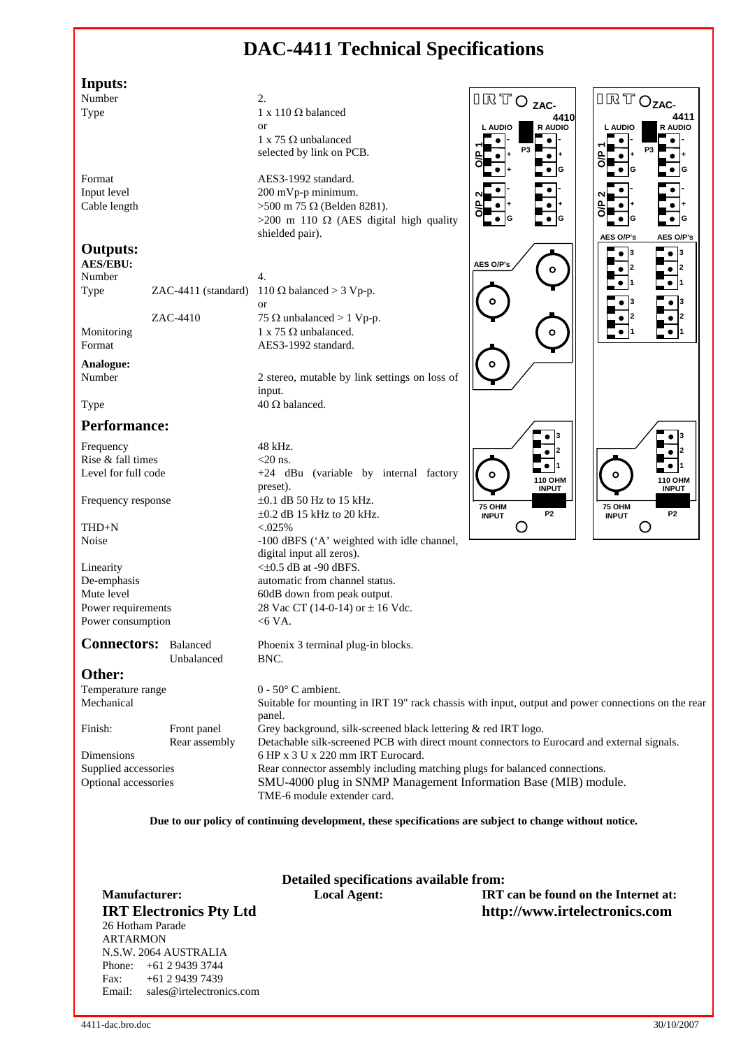# DAC-4411 Technical Specifications

## Inputs:

| | | |
|---|---|---|
| Number | | 2. |
| Type | | 1 x 110 Ω balanced or 1 x 75 Ω unbalanced selected by link on PCB. |
| Format | | AES3-1992 standard. |
| Input level | | 200 mVp-p minimum. |
| Cable length | | >500 m 75 Ω (Belden 8281). >200 m 110 Ω (AES digital high quality shielded pair). |

## Outputs:

**AES/EBU:**

| | | |
|---|---|---|
| Number | | 4. |
| Type | ZAC-4411 (standard) | 110 Ω balanced > 3 Vp-p. or |
| | ZAC-4410 | 75 Ω unbalanced > 1 Vp-p. |
| Monitoring | | 1 x 75 Ω unbalanced. |
| Format | | AES3-1992 standard. |

**Analogue:**

| | | |
|---|---|---|
| Number | | 2 stereo, mutable by link settings on loss of input. |
| Type | | 40 Ω balanced. |

## Performance:

| | |
|---|---|
| Frequency | 48 kHz. |
| Rise & fall times | <20 ns. |
| Level for full code | +24 dBu (variable by internal factory preset). |
| Frequency response | ±0.1 dB 50 Hz to 15 kHz. ±0.2 dB 15 kHz to 20 kHz. |
| THD+N | <.025% |
| Noise | -100 dBFS ('A' weighted with idle channel, digital input all zeros). |
| Linearity | <±0.5 dB at -90 dBFS. |
| De-emphasis | automatic from channel status. |
| Mute level | 60dB down from peak output. |
| Power requirements | 28 Vac CT (14-0-14) or ± 16 Vdc. |
| Power consumption | <6 VA. |

ZAC-4410 / ZAC-4411 rear panel labels:

IRT ZAC-4410
L AUDIO R AUDIO
O/P 1 O/P 2
P3
AES O/P's
110 OHM INPUT
75 OHM INPUT
P2

IRT ZAC-4411
L AUDIO R AUDIO
O/P 1 O/P 2
P3
AES O/P's AES O/P's
110 OHM INPUT
75 OHM INPUT
P2

## Connectors:

| | | |
|---|---|---|
| | Balanced | Phoenix 3 terminal plug-in blocks. |
| | Unbalanced | BNC. |

## Other:

| | | |
|---|---|---|
| Temperature range | | 0 - 50° C ambient. |
| Mechanical | | Suitable for mounting in IRT 19" rack chassis with input, output and power connections on the rear panel. |
| Finish: | Front panel | Grey background, silk-screened black lettering & red IRT logo. |
| | Rear assembly | Detachable silk-screened PCB with direct mount connectors to Eurocard and external signals. |
| Dimensions | | 6 HP x 3 U x 220 mm IRT Eurocard. |
| Supplied accessories | | Rear connector assembly including matching plugs for balanced connections. |
| Optional accessories | | SMU-4000 plug in SNMP Management Information Base (MIB) module. TME-6 module extender card. |

**Due to our policy of continuing development, these specifications are subject to change without notice.**

**Detailed specifications available from:**

**Manufacturer:**
**IRT Electronics Pty Ltd**
26 Hotham Parade
ARTARMON
N.S.W. 2064 AUSTRALIA
Phone: +61 2 9439 3744
Fax: +61 2 9439 7439
Email: sales@irtelectronics.com

**Local Agent:**

**IRT can be found on the Internet at:**
**http://www.irtelectronics.com**

4411-dac.bro.doc 30/10/2007